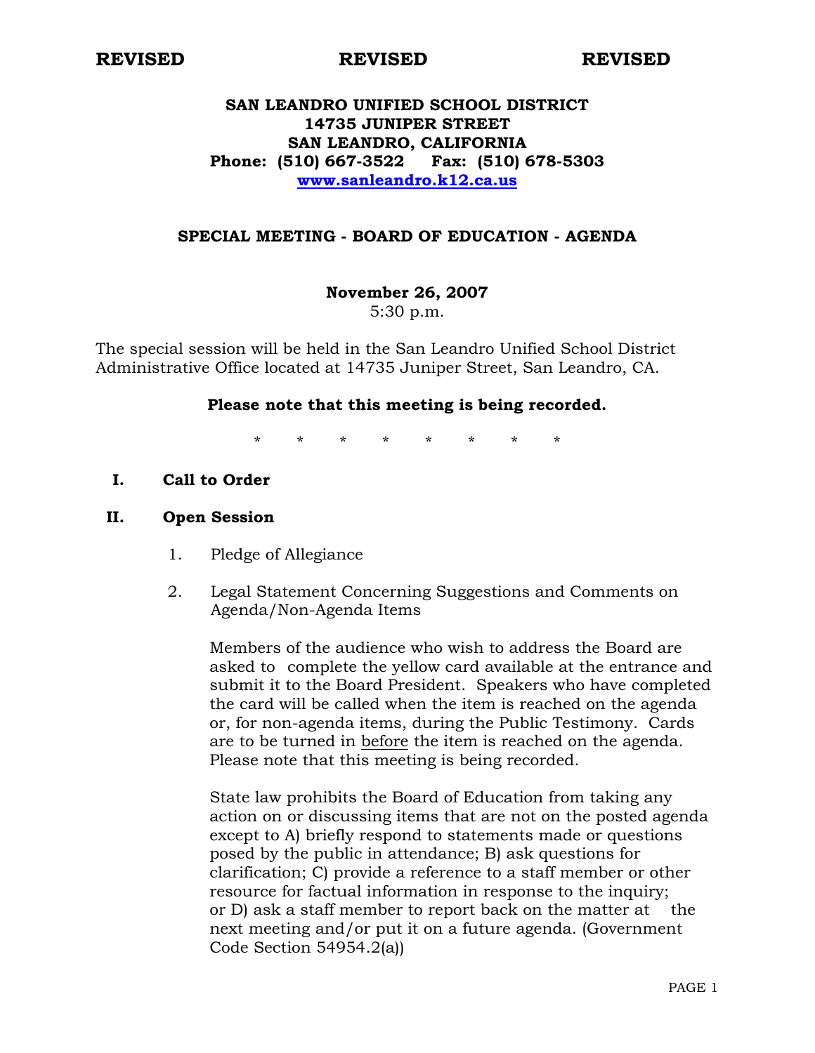**REVISED REVISED REVISED**

# SAN LEANDRO UNIFIED SCHOOL DISTRICT
**14735 JUNIPER STREET**
**SAN LEANDRO, CALIFORNIA**
**Phone: (510) 667-3522 Fax: (510) 678-5303**
**www.sanleandro.k12.ca.us**

## SPECIAL MEETING - BOARD OF EDUCATION - AGENDA

**November 26, 2007**
5:30 p.m.

The special session will be held in the San Leandro Unified School District Administrative Office located at 14735 Juniper Street, San Leandro, CA.

**Please note that this meeting is being recorded.**

\* \* \* \* \* \* \* \*

**I. Call to Order**

**II. Open Session**

1. Pledge of Allegiance

2. Legal Statement Concerning Suggestions and Comments on Agenda/Non-Agenda Items

   Members of the audience who wish to address the Board are asked to complete the yellow card available at the entrance and submit it to the Board President. Speakers who have completed the card will be called when the item is reached on the agenda or, for non-agenda items, during the Public Testimony. Cards are to be turned in <u>before</u> the item is reached on the agenda. Please note that this meeting is being recorded.

   State law prohibits the Board of Education from taking any action on or discussing items that are not on the posted agenda except to A) briefly respond to statements made or questions posed by the public in attendance; B) ask questions for clarification; C) provide a reference to a staff member or other resource for factual information in response to the inquiry; or D) ask a staff member to report back on the matter at the next meeting and/or put it on a future agenda. (Government Code Section 54954.2(a))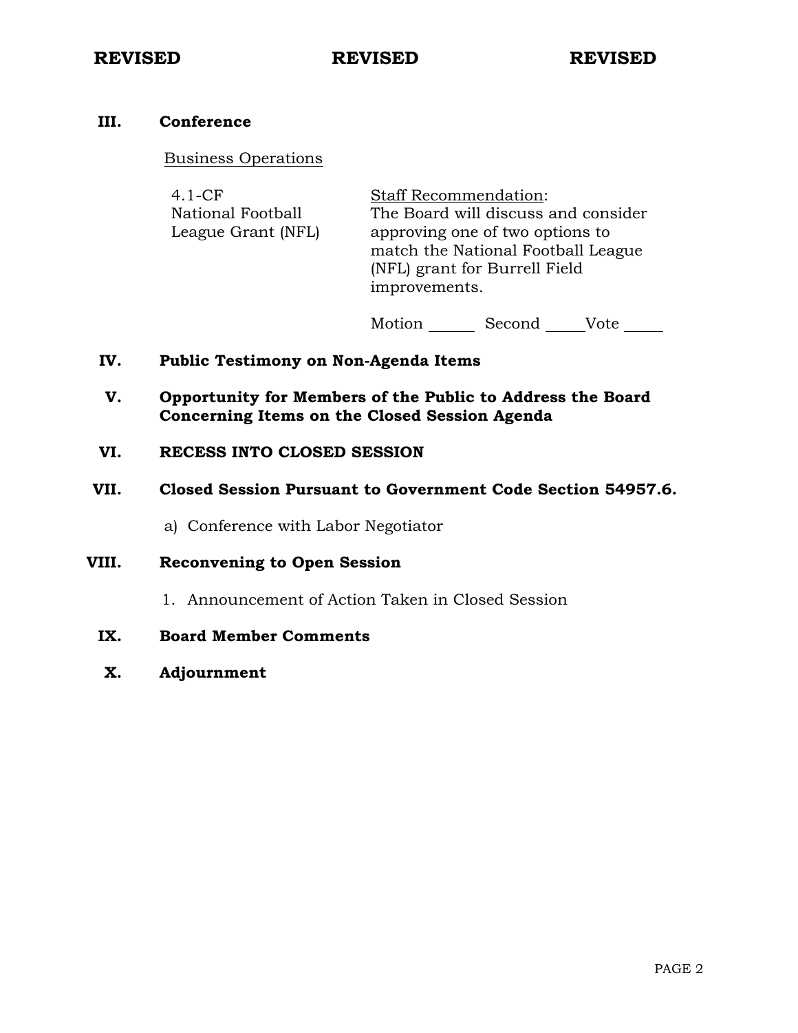**REVISED** **REVISED** **REVISED**

## III. Conference

<u>Business Operations</u>

| | |
|---|---|
| 4.1-CF<br>National Football League Grant (NFL) | <u>Staff Recommendation</u>:<br>The Board will discuss and consider approving one of two options to match the National Football League (NFL) grant for Burrell Field improvements.<br><br>Motion ______ Second _____Vote _____ |

## IV. Public Testimony on Non-Agenda Items

## V. Opportunity for Members of the Public to Address the Board Concerning Items on the Closed Session Agenda

## VI. RECESS INTO CLOSED SESSION

## VII. Closed Session Pursuant to Government Code Section 54957.6.

a) Conference with Labor Negotiator

## VIII. Reconvening to Open Session

1. Announcement of Action Taken in Closed Session

## IX. Board Member Comments

## X. Adjournment